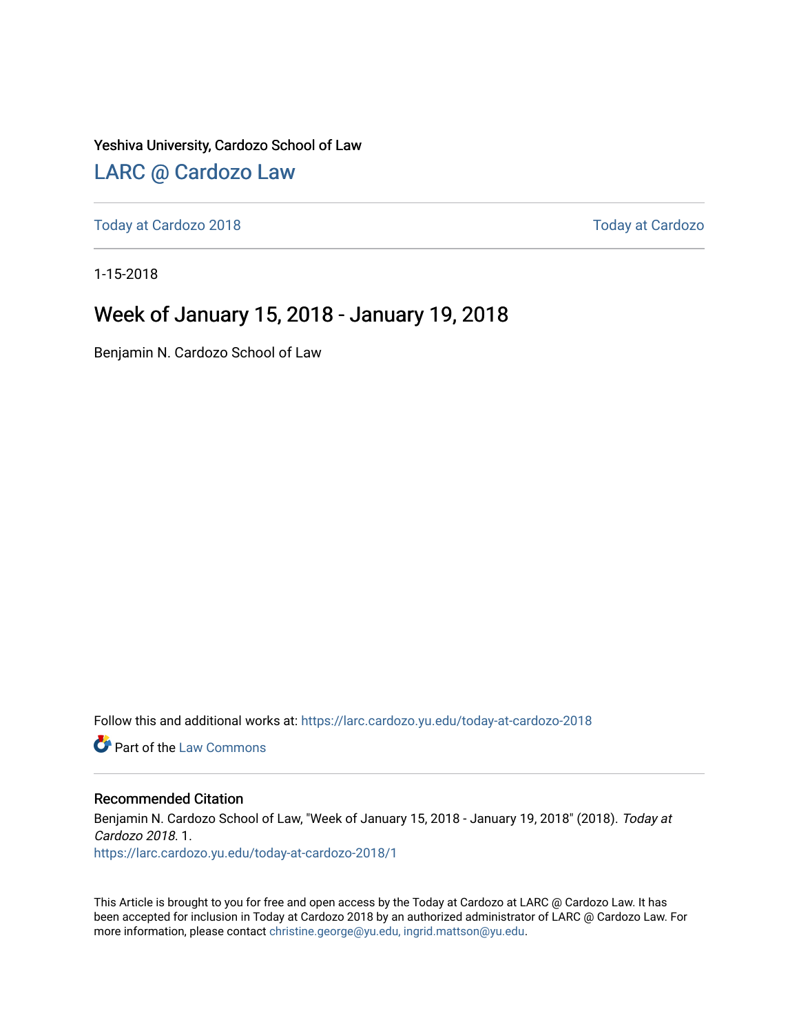Yeshiva University, Cardozo School of Law

[LARC @ Cardozo Law](https://larc.cardozo.yu.edu/)

---

[Today at Cardozo 2018](https://larc.cardozo.yu.edu/today-at-cardozo-2018) | [Today at Cardozo](https://larc.cardozo.yu.edu/today-at-cardozo)

---

1-15-2018

# Week of January 15, 2018 - January 19, 2018

Benjamin N. Cardozo School of Law

Follow this and additional works at: https://larc.cardozo.yu.edu/today-at-cardozo-2018

Part of the [Law Commons](http://network.bepress.com/hgg/discipline/578)

---

## Recommended Citation

Benjamin N. Cardozo School of Law, "Week of January 15, 2018 - January 19, 2018" (2018). *Today at Cardozo 2018*. 1.
https://larc.cardozo.yu.edu/today-at-cardozo-2018/1

This Article is brought to you for free and open access by the Today at Cardozo at LARC @ Cardozo Law. It has been accepted for inclusion in Today at Cardozo 2018 by an authorized administrator of LARC @ Cardozo Law. For more information, please contact christine.george@yu.edu, ingrid.mattson@yu.edu.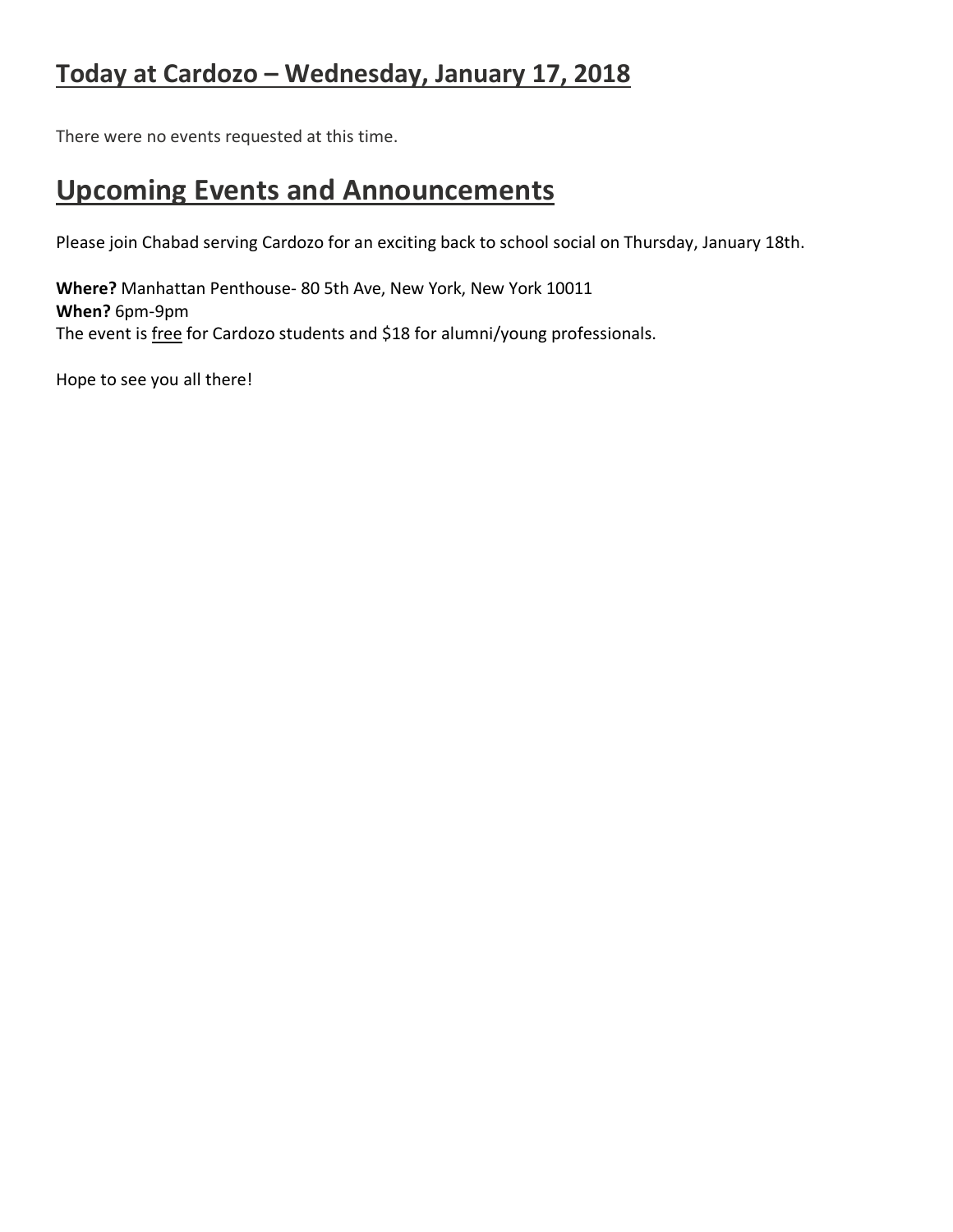# Today at Cardozo – Wednesday, January 17, 2018

There were no events requested at this time.

# Upcoming Events and Announcements

Please join Chabad serving Cardozo for an exciting back to school social on Thursday, January 18th.

**Where?** Manhattan Penthouse- 80 5th Ave, New York, New York 10011
**When?** 6pm-9pm
The event is <u>free</u> for Cardozo students and $18 for alumni/young professionals.

Hope to see you all there!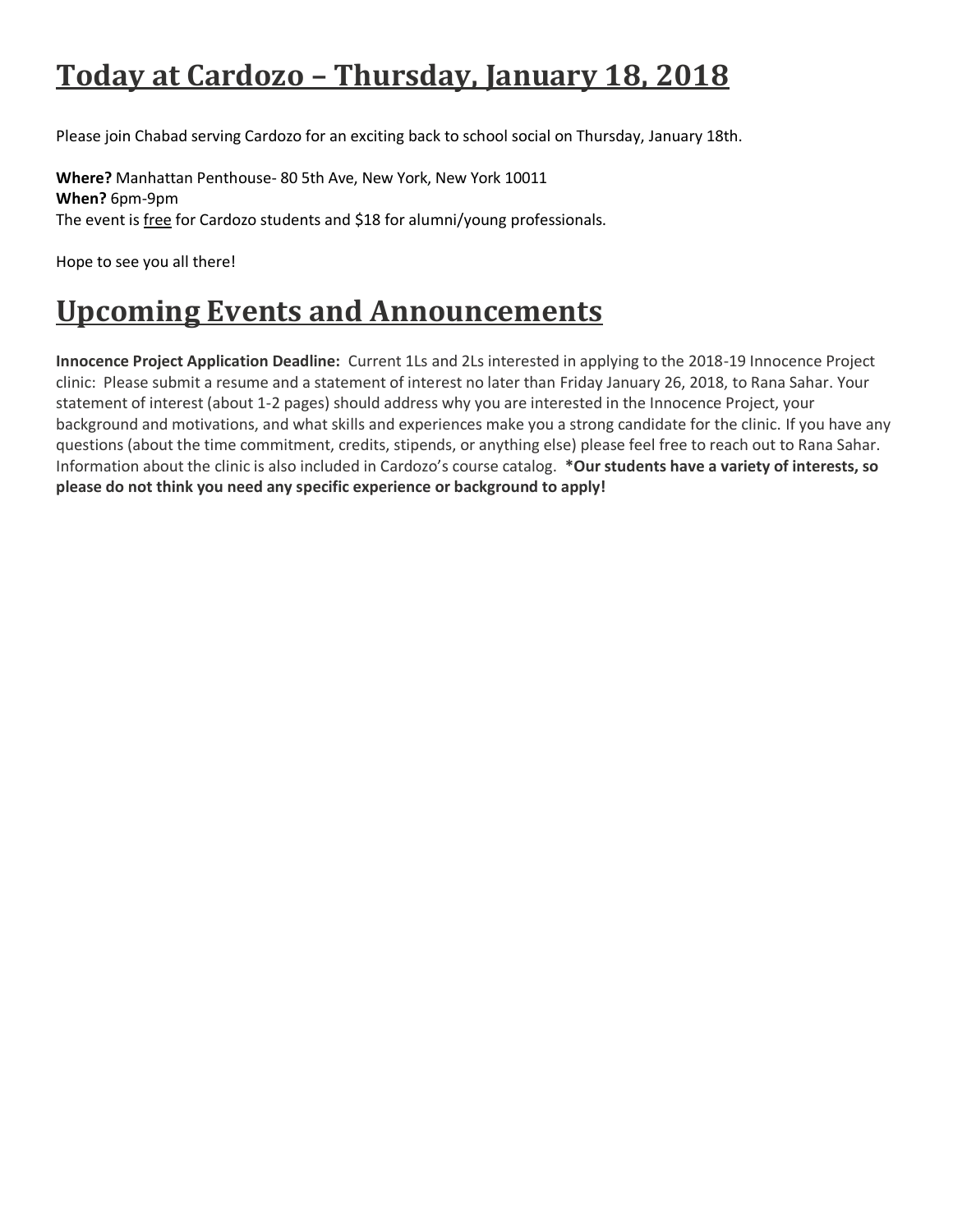# Today at Cardozo – Thursday, January 18, 2018

Please join Chabad serving Cardozo for an exciting back to school social on Thursday, January 18th.

**Where?** Manhattan Penthouse- 80 5th Ave, New York, New York 10011
**When?** 6pm-9pm
The event is free for Cardozo students and $18 for alumni/young professionals.

Hope to see you all there!

# Upcoming Events and Announcements

**Innocence Project Application Deadline:** Current 1Ls and 2Ls interested in applying to the 2018-19 Innocence Project clinic: Please submit a resume and a statement of interest no later than Friday January 26, 2018, to Rana Sahar. Your statement of interest (about 1-2 pages) should address why you are interested in the Innocence Project, your background and motivations, and what skills and experiences make you a strong candidate for the clinic. If you have any questions (about the time commitment, credits, stipends, or anything else) please feel free to reach out to Rana Sahar. Information about the clinic is also included in Cardozo's course catalog. **\*Our students have a variety of interests, so please do not think you need any specific experience or background to apply!**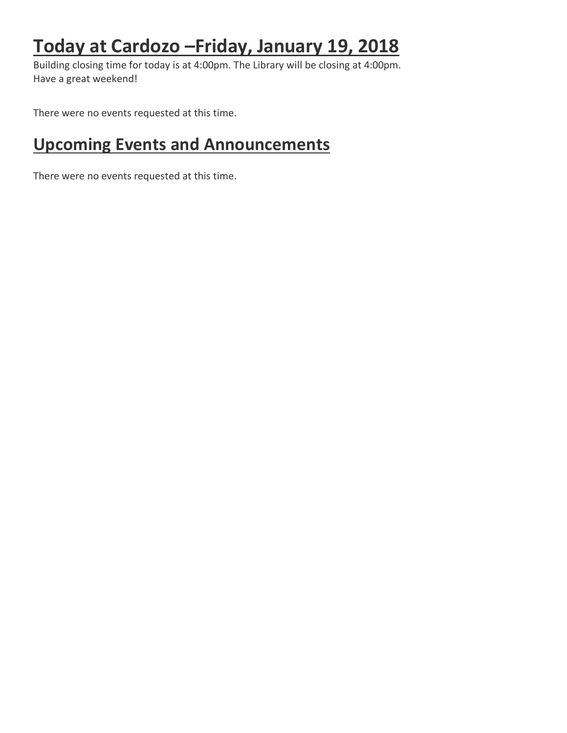# Today at Cardozo –Friday, January 19, 2018

Building closing time for today is at 4:00pm. The Library will be closing at 4:00pm. Have a great weekend!

There were no events requested at this time.

# Upcoming Events and Announcements

There were no events requested at this time.